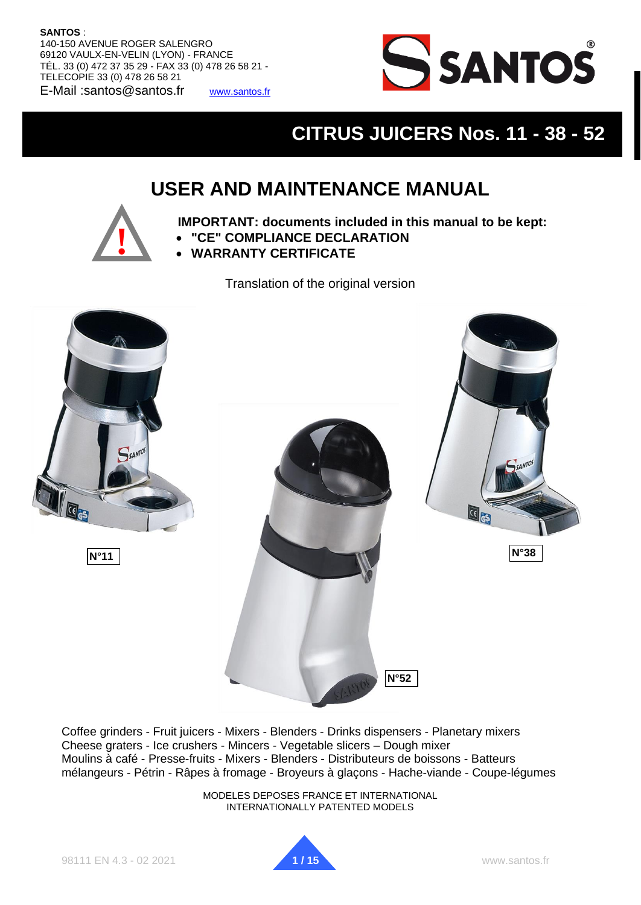**SANTOS** :
140-150 AVENUE ROGER SALENGRO
69120 VAULX-EN-VELIN (LYON) - FRANCE
TÉL. 33 (0) 472 37 35 29 - FAX 33 (0) 478 26 58 21 -
TELECOPIE 33 (0) 478 26 58 21
E-Mail :santos@santos.fr www.santos.fr

# CITRUS JUICERS Nos. 11 - 38 - 52

## USER AND MAINTENANCE MANUAL

**IMPORTANT: documents included in this manual to be kept:**

- **"CE" COMPLIANCE DECLARATION**
- **WARRANTY CERTIFICATE**

Translation of the original version

N°11

N°38

N°52

Coffee grinders - Fruit juicers - Mixers - Blenders - Drinks dispensers - Planetary mixers
Cheese graters - Ice crushers - Mincers - Vegetable slicers – Dough mixer
Moulins à café - Presse-fruits - Mixers - Blenders - Distributeurs de boissons - Batteurs mélangeurs - Pétrin - Râpes à fromage - Broyeurs à glaçons - Hache-viande - Coupe-légumes

MODELES DEPOSES FRANCE ET INTERNATIONAL
INTERNATIONALLY PATENTED MODELS

98111 EN 4.3 - 02 2021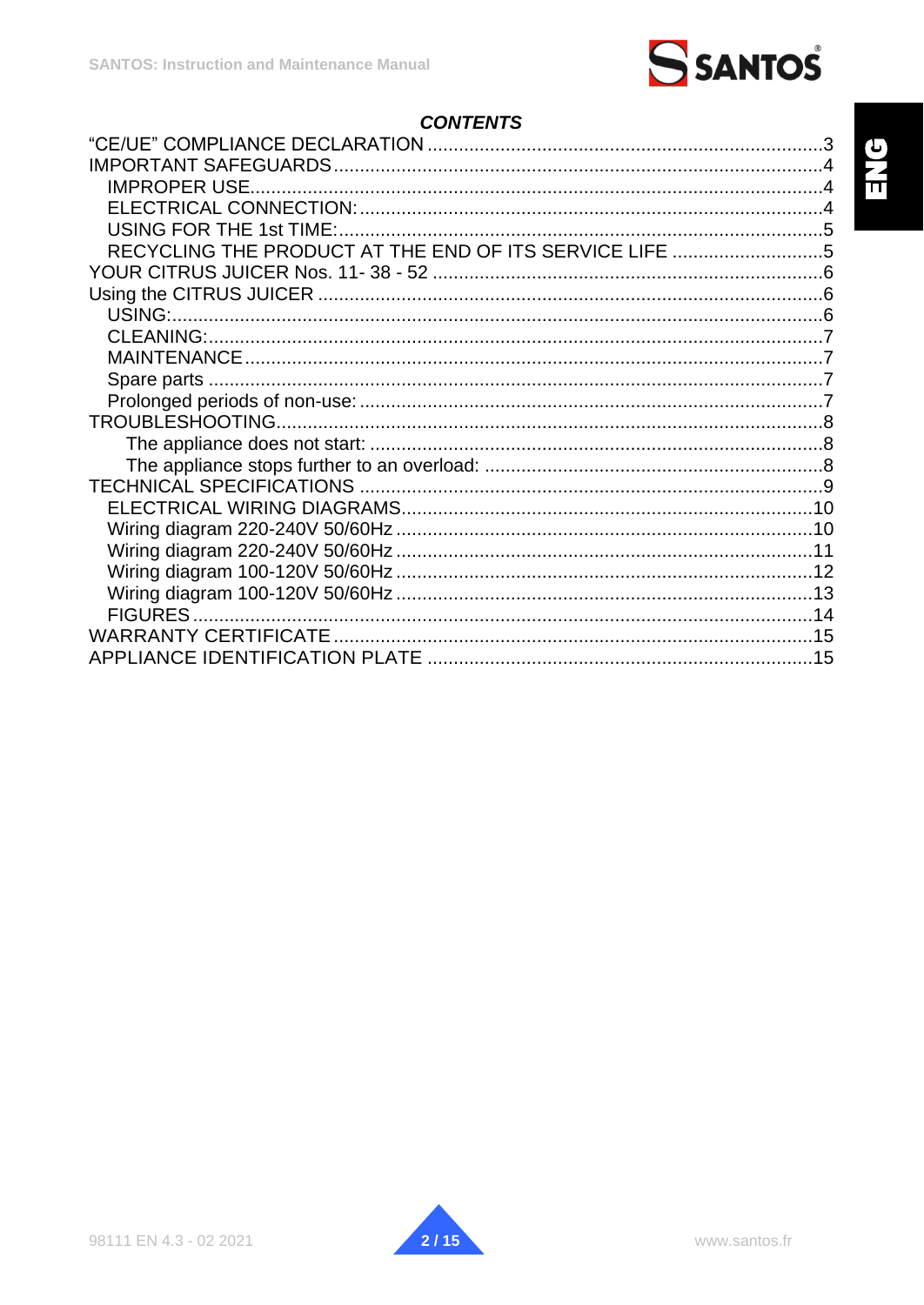## *CONTENTS*

“CE/UE” COMPLIANCE DECLARATION ........................................................................3
IMPORTANT SAFEGUARDS.........................................................................................4
  IMPROPER USE.........................................................................................................4
  ELECTRICAL CONNECTION:....................................................................................4
  USING FOR THE 1st TIME:........................................................................................5
  RECYCLING THE PRODUCT AT THE END OF ITS SERVICE LIFE ............................5
YOUR CITRUS JUICER Nos. 11- 38 - 52 .......................................................................6
Using the CITRUS JUICER ............................................................................................6
  USING:........................................................................................................................6
  CLEANING:.................................................................................................................7
  MAINTENANCE..........................................................................................................7
  Spare parts .................................................................................................................7
  Prolonged periods of non-use: ....................................................................................7
TROUBLESHOOTING....................................................................................................8
    The appliance does not start: ..................................................................................8
    The appliance stops further to an overload: ............................................................8
TECHNICAL SPECIFICATIONS ....................................................................................9
  ELECTRICAL WIRING DIAGRAMS...........................................................................10
  Wiring diagram 220-240V 50/60Hz ............................................................................10
  Wiring diagram 220-240V 50/60Hz ............................................................................11
  Wiring diagram 100-120V 50/60Hz ............................................................................12
  Wiring diagram 100-120V 50/60Hz ............................................................................13
  FIGURES..................................................................................................................14
WARRANTY CERTIFICATE.........................................................................................15
APPLIANCE IDENTIFICATION PLATE .......................................................................15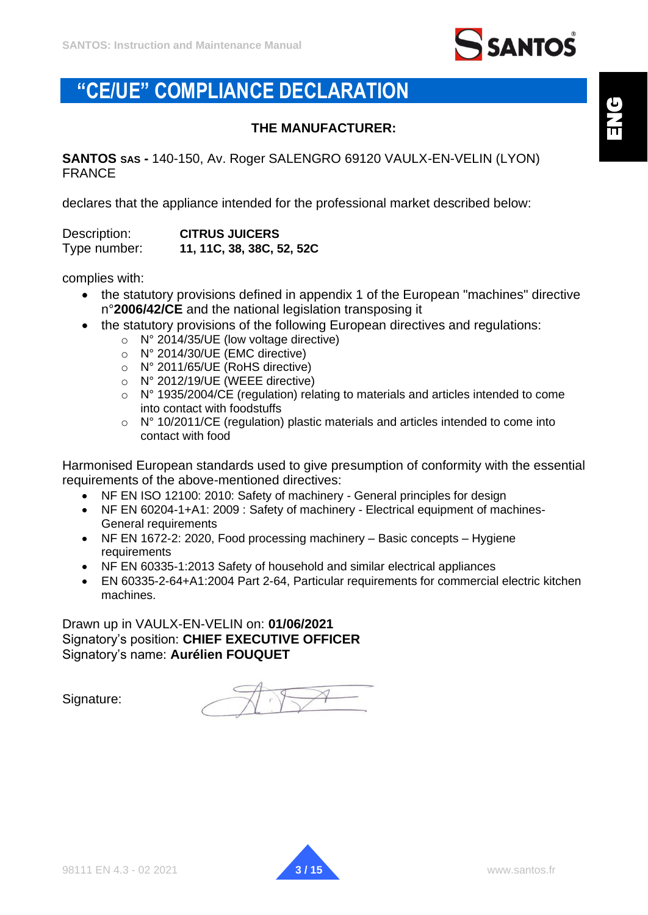# “CE/UE” COMPLIANCE DECLARATION

**THE MANUFACTURER:**

**SANTOS SAS -** 140-150, Av. Roger SALENGRO 69120 VAULX-EN-VELIN (LYON) FRANCE

declares that the appliance intended for the professional market described below:

Description: **CITRUS JUICERS**
Type number: **11, 11C, 38, 38C, 52, 52C**

complies with:

- the statutory provisions defined in appendix 1 of the European "machines" directive n°**2006/42/CE** and the national legislation transposing it
- the statutory provisions of the following European directives and regulations:
  - N° 2014/35/UE (low voltage directive)
  - N° 2014/30/UE (EMC directive)
  - N° 2011/65/UE (RoHS directive)
  - N° 2012/19/UE (WEEE directive)
  - N° 1935/2004/CE (regulation) relating to materials and articles intended to come into contact with foodstuffs
  - N° 10/2011/CE (regulation) plastic materials and articles intended to come into contact with food

Harmonised European standards used to give presumption of conformity with the essential requirements of the above-mentioned directives:

- NF EN ISO 12100: 2010: Safety of machinery - General principles for design
- NF EN 60204-1+A1: 2009 : Safety of machinery - Electrical equipment of machines- General requirements
- NF EN 1672-2: 2020, Food processing machinery – Basic concepts – Hygiene requirements
- NF EN 60335-1:2013 Safety of household and similar electrical appliances
- EN 60335-2-64+A1:2004 Part 2-64, Particular requirements for commercial electric kitchen machines.

Drawn up in VAULX-EN-VELIN on: **01/06/2021**
Signatory’s position: **CHIEF EXECUTIVE OFFICER**
Signatory’s name: **Aurélien FOUQUET**

Signature: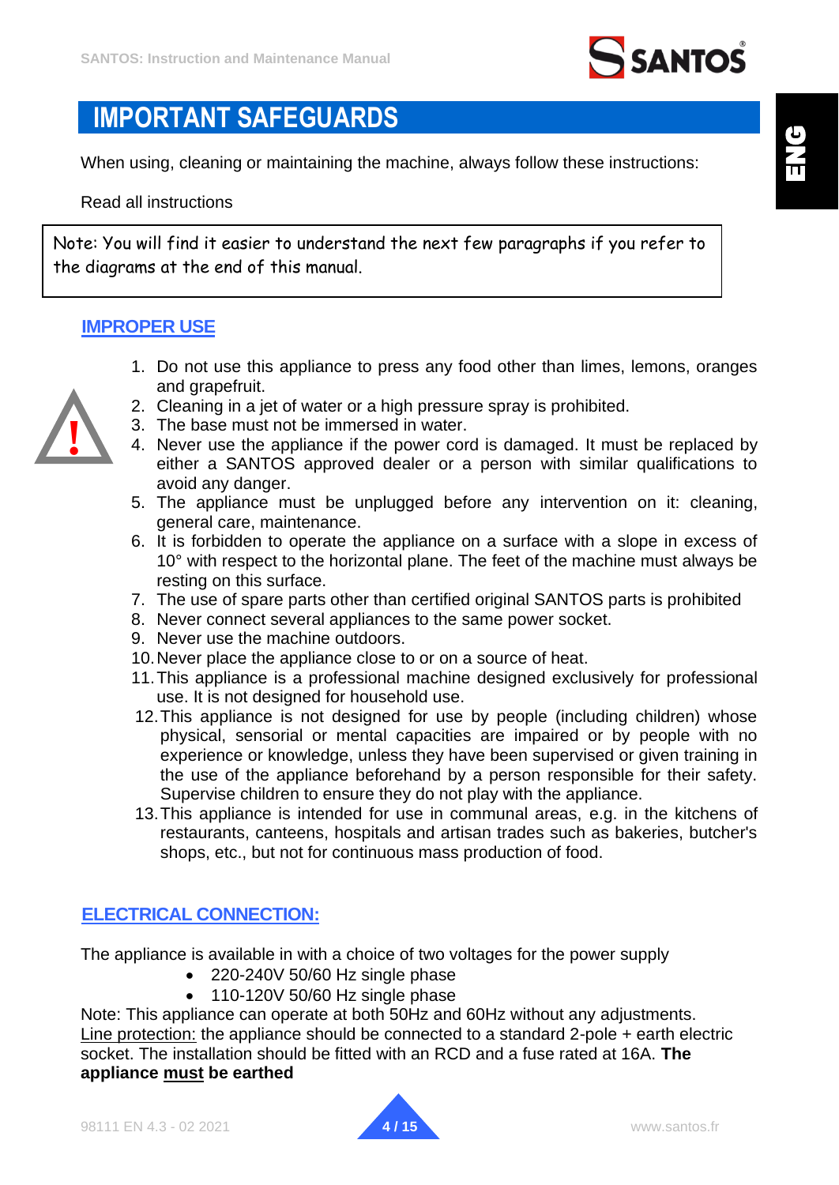# IMPORTANT SAFEGUARDS

When using, cleaning or maintaining the machine, always follow these instructions:

Read all instructions

> Note: You will find it easier to understand the next few paragraphs if you refer to the diagrams at the end of this manual.

## IMPROPER USE

1. Do not use this appliance to press any food other than limes, lemons, oranges and grapefruit.
2. Cleaning in a jet of water or a high pressure spray is prohibited.
3. The base must not be immersed in water.
4. Never use the appliance if the power cord is damaged. It must be replaced by either a SANTOS approved dealer or a person with similar qualifications to avoid any danger.
5. The appliance must be unplugged before any intervention on it: cleaning, general care, maintenance.
6. It is forbidden to operate the appliance on a surface with a slope in excess of 10° with respect to the horizontal plane. The feet of the machine must always be resting on this surface.
7. The use of spare parts other than certified original SANTOS parts is prohibited
8. Never connect several appliances to the same power socket.
9. Never use the machine outdoors.
10. Never place the appliance close to or on a source of heat.
11. This appliance is a professional machine designed exclusively for professional use. It is not designed for household use.
12. This appliance is not designed for use by people (including children) whose physical, sensorial or mental capacities are impaired or by people with no experience or knowledge, unless they have been supervised or given training in the use of the appliance beforehand by a person responsible for their safety. Supervise children to ensure they do not play with the appliance.
13. This appliance is intended for use in communal areas, e.g. in the kitchens of restaurants, canteens, hospitals and artisan trades such as bakeries, butcher's shops, etc., but not for continuous mass production of food.

## ELECTRICAL CONNECTION:

The appliance is available in with a choice of two voltages for the power supply

- 220-240V 50/60 Hz single phase
- 110-120V 50/60 Hz single phase

Note: This appliance can operate at both 50Hz and 60Hz without any adjustments.
Line protection: the appliance should be connected to a standard 2-pole + earth electric socket. The installation should be fitted with an RCD and a fuse rated at 16A. **The appliance must be earthed**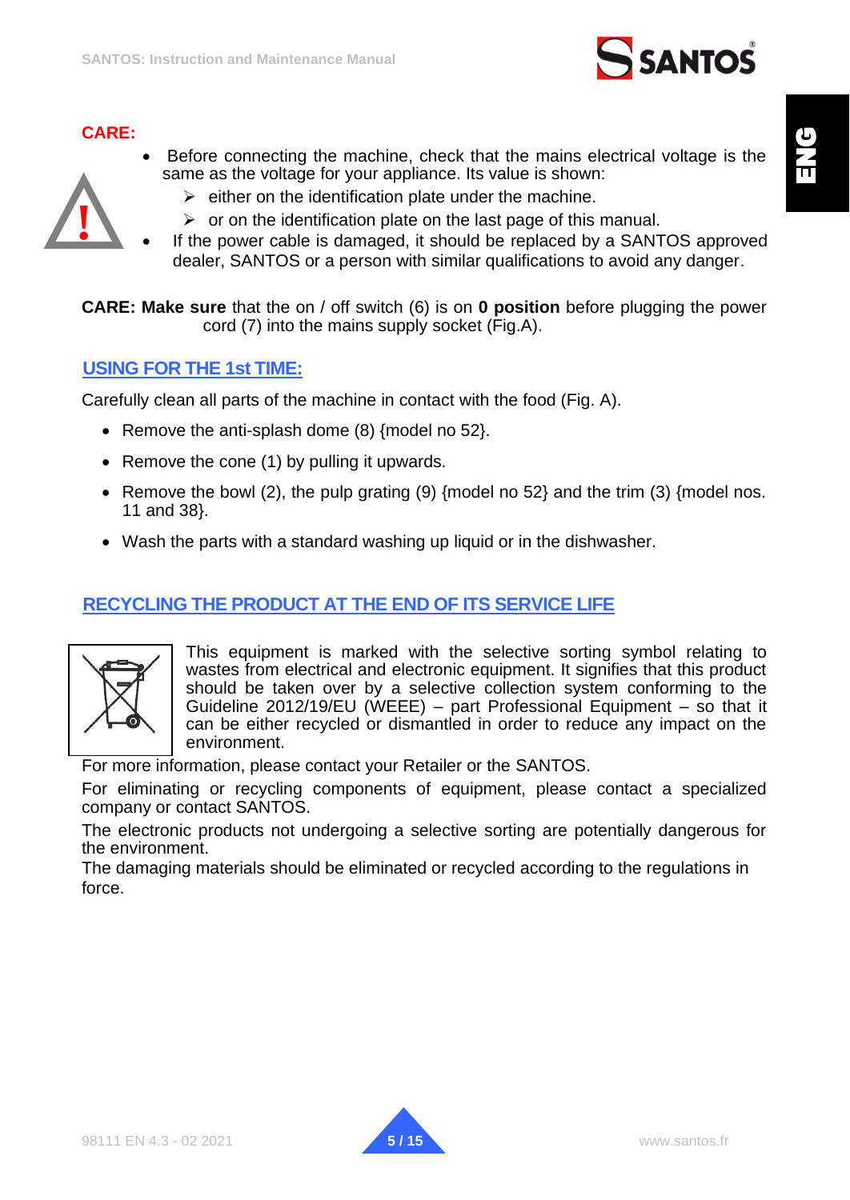**CARE:**

- Before connecting the machine, check that the mains electrical voltage is the same as the voltage for your appliance. Its value is shown:
  - either on the identification plate under the machine.
  - or on the identification plate on the last page of this manual.
- If the power cable is damaged, it should be replaced by a SANTOS approved dealer, SANTOS or a person with similar qualifications to avoid any danger.

**CARE: Make sure** that the on / off switch (6) is on **0 position** before plugging the power cord (7) into the mains supply socket (Fig.A).

## USING FOR THE 1st TIME:

Carefully clean all parts of the machine in contact with the food (Fig. A).

- Remove the anti-splash dome (8) {model no 52}.
- Remove the cone (1) by pulling it upwards.
- Remove the bowl (2), the pulp grating (9) {model no 52} and the trim (3) {model nos. 11 and 38}.
- Wash the parts with a standard washing up liquid or in the dishwasher.

## RECYCLING THE PRODUCT AT THE END OF ITS SERVICE LIFE

This equipment is marked with the selective sorting symbol relating to wastes from electrical and electronic equipment. It signifies that this product should be taken over by a selective collection system conforming to the Guideline 2012/19/EU (WEEE) – part Professional Equipment – so that it can be either recycled or dismantled in order to reduce any impact on the environment.

For more information, please contact your Retailer or the SANTOS.

For eliminating or recycling components of equipment, please contact a specialized company or contact SANTOS.

The electronic products not undergoing a selective sorting are potentially dangerous for the environment.

The damaging materials should be eliminated or recycled according to the regulations in force.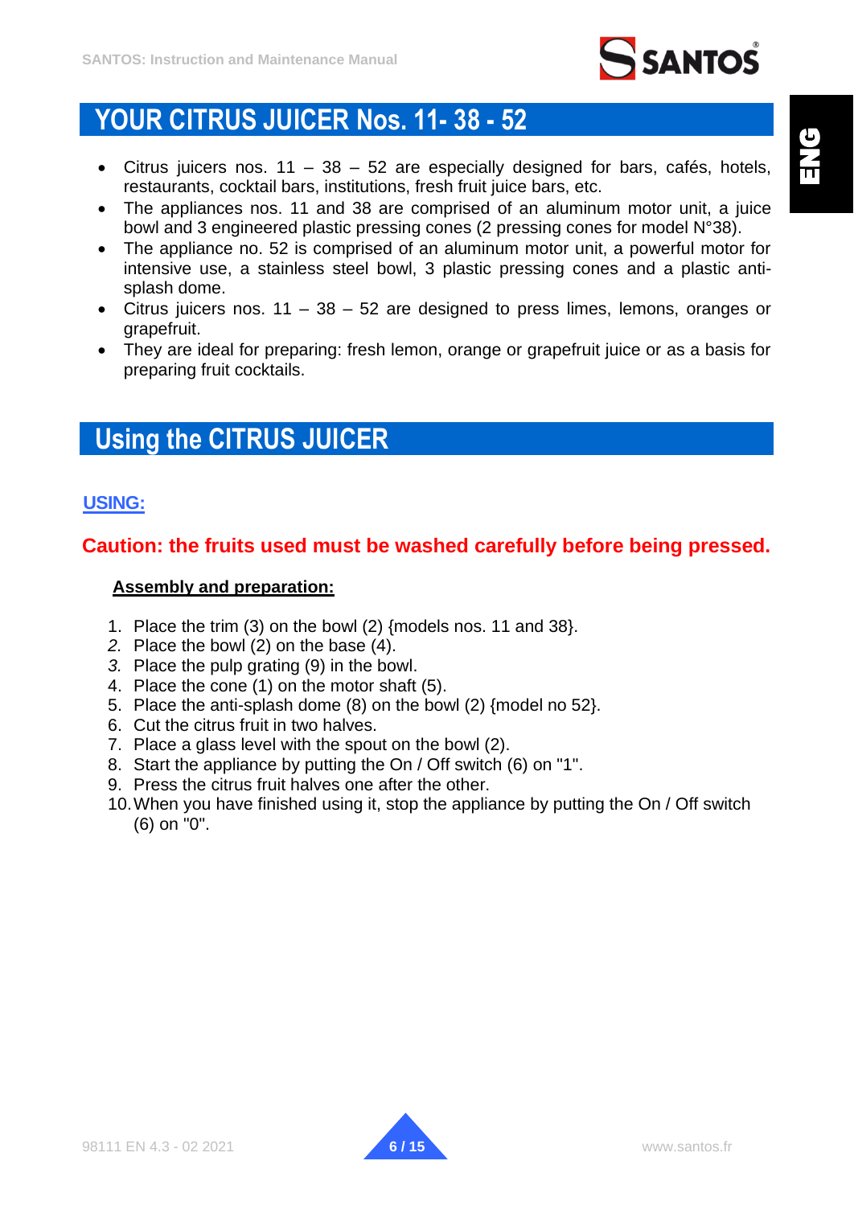# YOUR CITRUS JUICER Nos. 11- 38 - 52

- Citrus juicers nos. 11 – 38 – 52 are especially designed for bars, cafés, hotels, restaurants, cocktail bars, institutions, fresh fruit juice bars, etc.
- The appliances nos. 11 and 38 are comprised of an aluminum motor unit, a juice bowl and 3 engineered plastic pressing cones (2 pressing cones for model N°38).
- The appliance no. 52 is comprised of an aluminum motor unit, a powerful motor for intensive use, a stainless steel bowl, 3 plastic pressing cones and a plastic anti-splash dome.
- Citrus juicers nos. 11 – 38 – 52 are designed to press limes, lemons, oranges or grapefruit.
- They are ideal for preparing: fresh lemon, orange or grapefruit juice or as a basis for preparing fruit cocktails.

# Using the CITRUS JUICER

## USING:

**Caution: the fruits used must be washed carefully before being pressed.**

### Assembly and preparation:

1. Place the trim (3) on the bowl (2) {models nos. 11 and 38}.
2. Place the bowl (2) on the base (4).
3. Place the pulp grating (9) in the bowl.
4. Place the cone (1) on the motor shaft (5).
5. Place the anti-splash dome (8) on the bowl (2) {model no 52}.
6. Cut the citrus fruit in two halves.
7. Place a glass level with the spout on the bowl (2).
8. Start the appliance by putting the On / Off switch (6) on "1".
9. Press the citrus fruit halves one after the other.
10. When you have finished using it, stop the appliance by putting the On / Off switch (6) on "0".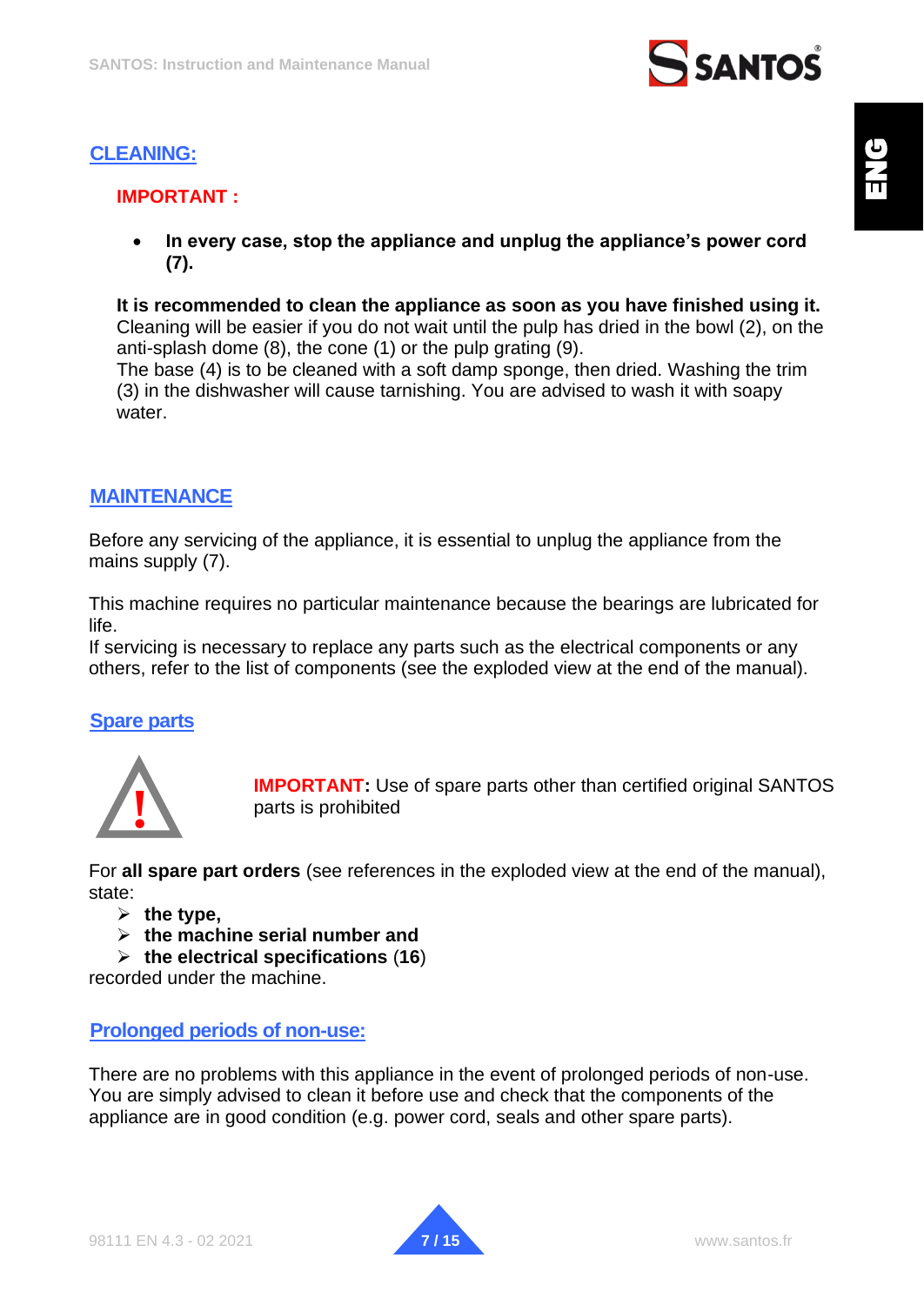## CLEANING:

**IMPORTANT :**

- **In every case, stop the appliance and unplug the appliance's power cord (7).**

**It is recommended to clean the appliance as soon as you have finished using it.**
Cleaning will be easier if you do not wait until the pulp has dried in the bowl (2), on the anti-splash dome (8), the cone (1) or the pulp grating (9).
The base (4) is to be cleaned with a soft damp sponge, then dried. Washing the trim (3) in the dishwasher will cause tarnishing. You are advised to wash it with soapy water.

## MAINTENANCE

Before any servicing of the appliance, it is essential to unplug the appliance from the mains supply (7).

This machine requires no particular maintenance because the bearings are lubricated for life.
If servicing is necessary to replace any parts such as the electrical components or any others, refer to the list of components (see the exploded view at the end of the manual).

## Spare parts

**IMPORTANT:** Use of spare parts other than certified original SANTOS parts is prohibited

For **all spare part orders** (see references in the exploded view at the end of the manual), state:

- **the type,**
- **the machine serial number and**
- **the electrical specifications** (**16**)

recorded under the machine.

## Prolonged periods of non-use:

There are no problems with this appliance in the event of prolonged periods of non-use. You are simply advised to clean it before use and check that the components of the appliance are in good condition (e.g. power cord, seals and other spare parts).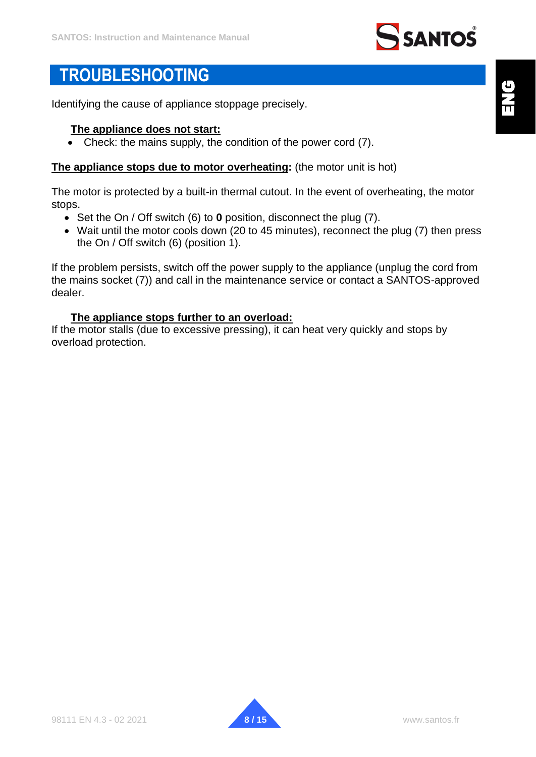# TROUBLESHOOTING

Identifying the cause of appliance stoppage precisely.

**The appliance does not start:**

- Check: the mains supply, the condition of the power cord (7).

**The appliance stops due to motor overheating:** (the motor unit is hot)

The motor is protected by a built-in thermal cutout. In the event of overheating, the motor stops.

- Set the On / Off switch (6) to **0** position, disconnect the plug (7).
- Wait until the motor cools down (20 to 45 minutes), reconnect the plug (7) then press the On / Off switch (6) (position 1).

If the problem persists, switch off the power supply to the appliance (unplug the cord from the mains socket (7)) and call in the maintenance service or contact a SANTOS-approved dealer.

**The appliance stops further to an overload:**

If the motor stalls (due to excessive pressing), it can heat very quickly and stops by overload protection.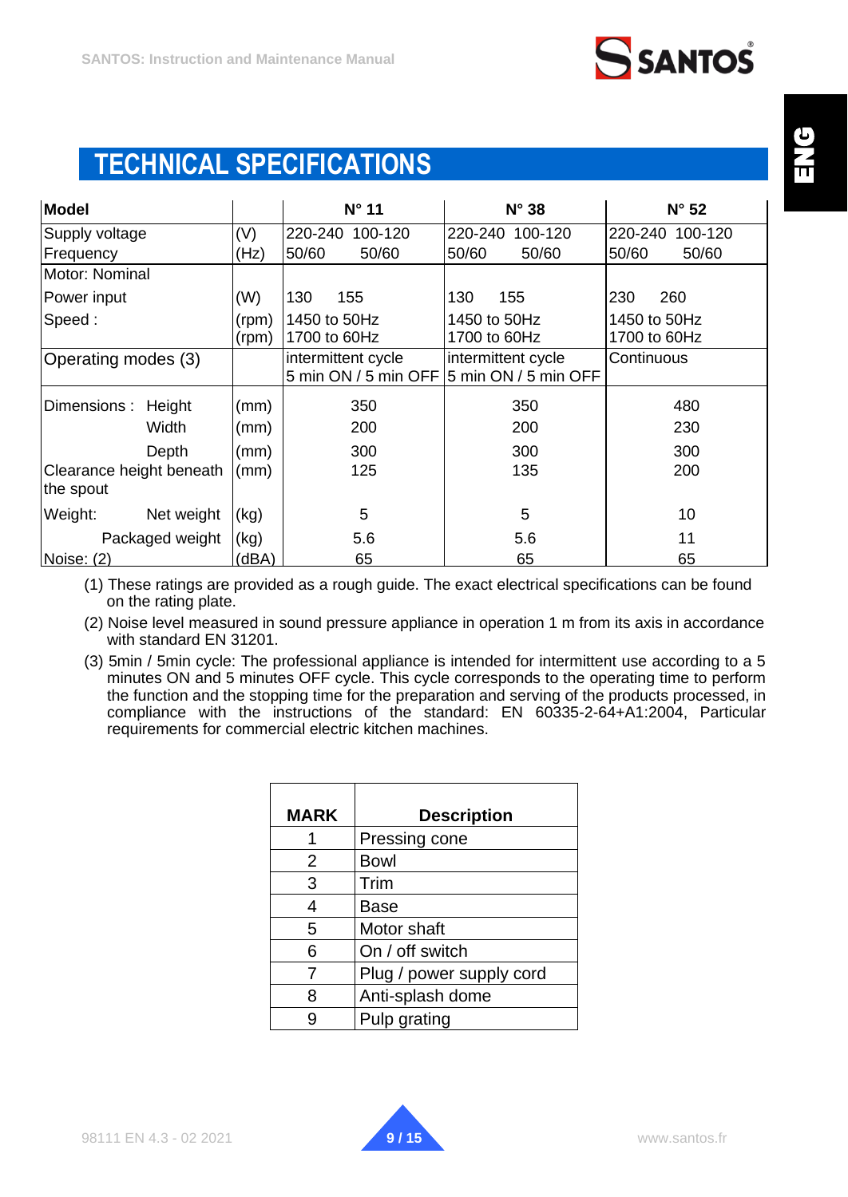# TECHNICAL SPECIFICATIONS

| Model | | N° 11 | N° 38 | N° 52 |
|---|---|---|---|---|
| Supply voltage<br>Frequency | (V)<br>(Hz) | 220-240 100-120<br>50/60 50/60 | 220-240 100-120<br>50/60 50/60 | 220-240 100-120<br>50/60 50/60 |
| Motor: Nominal<br>Power input<br>Speed : | <br>(W)<br>(rpm)<br>(rpm) | <br>130 155<br>1450 to 50Hz<br>1700 to 60Hz | <br>130 155<br>1450 to 50Hz<br>1700 to 60Hz | <br>230 260<br>1450 to 50Hz<br>1700 to 60Hz |
| Operating modes (3) | | intermittent cycle<br>5 min ON / 5 min OFF | intermittent cycle<br>5 min ON / 5 min OFF | Continuous |
| Dimensions : Height | (mm) | 350 | 350 | 480 |
| Width | (mm) | 200 | 200 | 230 |
| Depth | (mm) | 300 | 300 | 300 |
| Clearance height beneath the spout | (mm) | 125 | 135 | 200 |
| Weight: Net weight | (kg) | 5 | 5 | 10 |
| Packaged weight | (kg) | 5.6 | 5.6 | 11 |
| Noise: (2) | (dBA) | 65 | 65 | 65 |

(1) These ratings are provided as a rough guide. The exact electrical specifications can be found on the rating plate.

(2) Noise level measured in sound pressure appliance in operation 1 m from its axis in accordance with standard EN 31201.

(3) 5min / 5min cycle: The professional appliance is intended for intermittent use according to a 5 minutes ON and 5 minutes OFF cycle. This cycle corresponds to the operating time to perform the function and the stopping time for the preparation and serving of the products processed, in compliance with the instructions of the standard: EN 60335-2-64+A1:2004, Particular requirements for commercial electric kitchen machines.

| MARK | Description |
|---|---|
| 1 | Pressing cone |
| 2 | Bowl |
| 3 | Trim |
| 4 | Base |
| 5 | Motor shaft |
| 6 | On / off switch |
| 7 | Plug / power supply cord |
| 8 | Anti-splash dome |
| 9 | Pulp grating |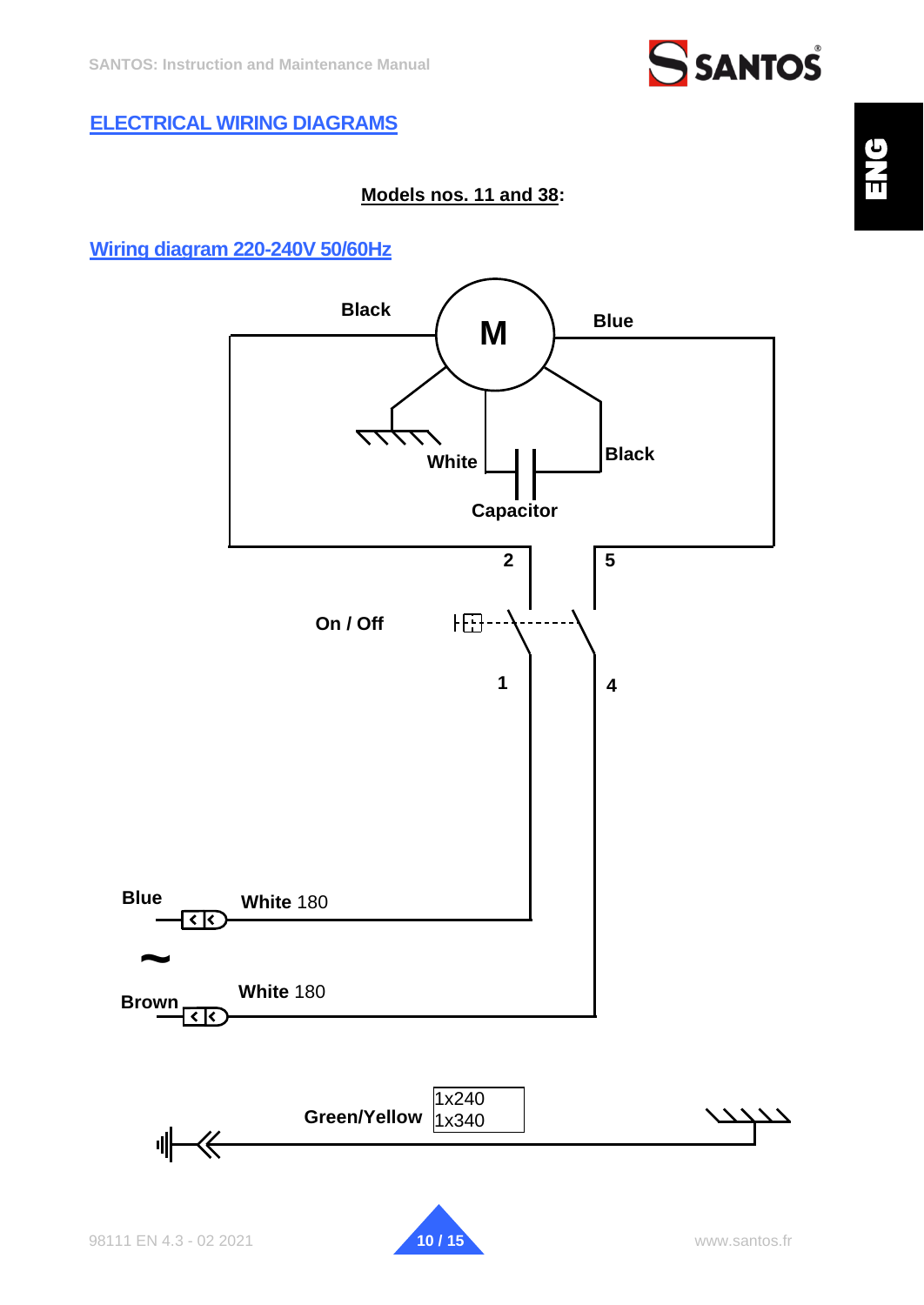## ELECTRICAL WIRING DIAGRAMS

**Models nos. 11 and 38:**

### Wiring diagram 220-240V 50/60Hz

Black

M

Blue

White

Black

Capacitor

2

5

On / Off

1

4

Blue

White 180

~

Brown

White 180

Green/Yellow

1x240
1x340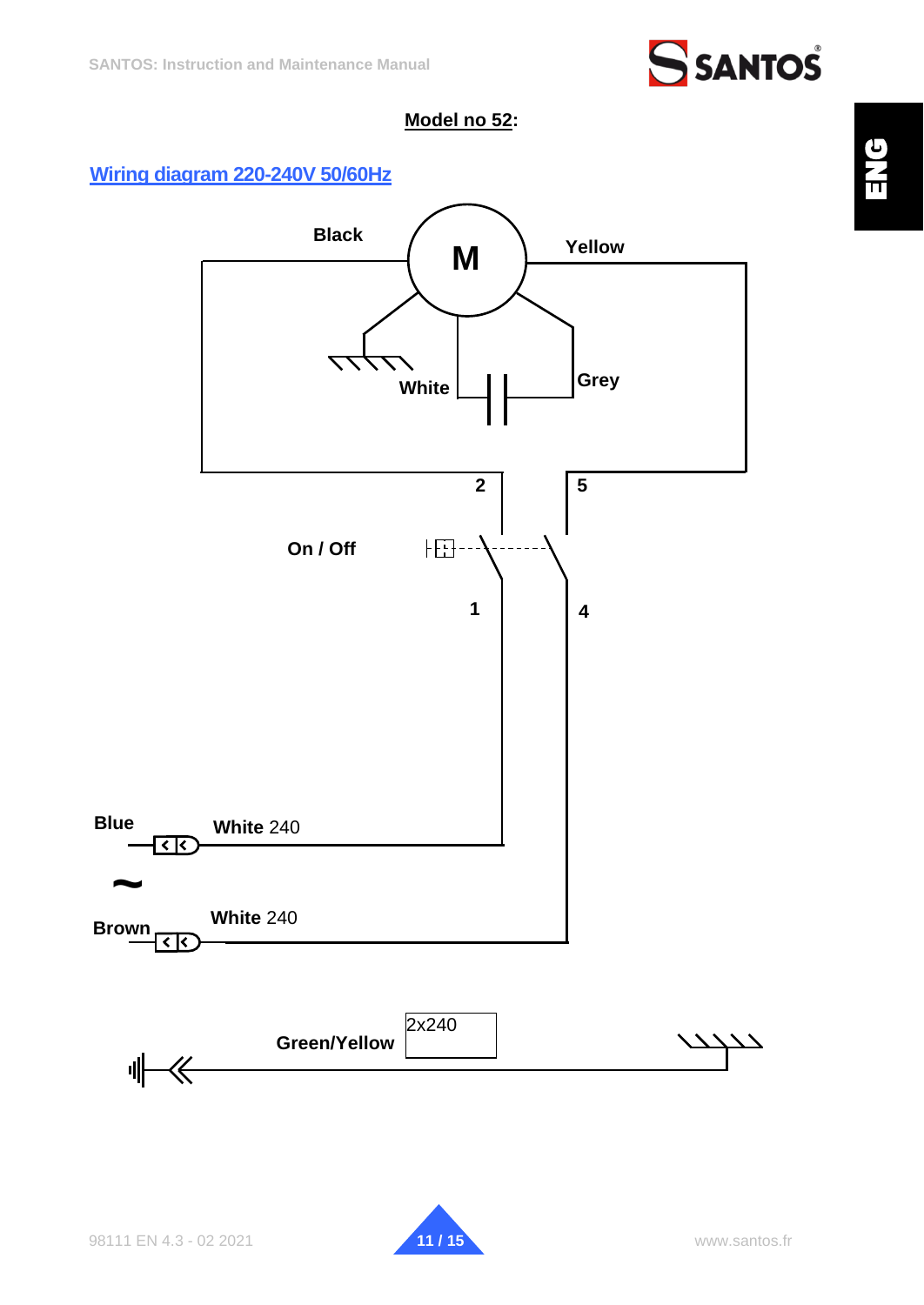**Model no 52:**

## Wiring diagram 220-240V 50/60Hz

Black

M

Yellow

White

Grey

2

5

On / Off

1

4

Blue

White 240

~

Brown

White 240

Green/Yellow

2x240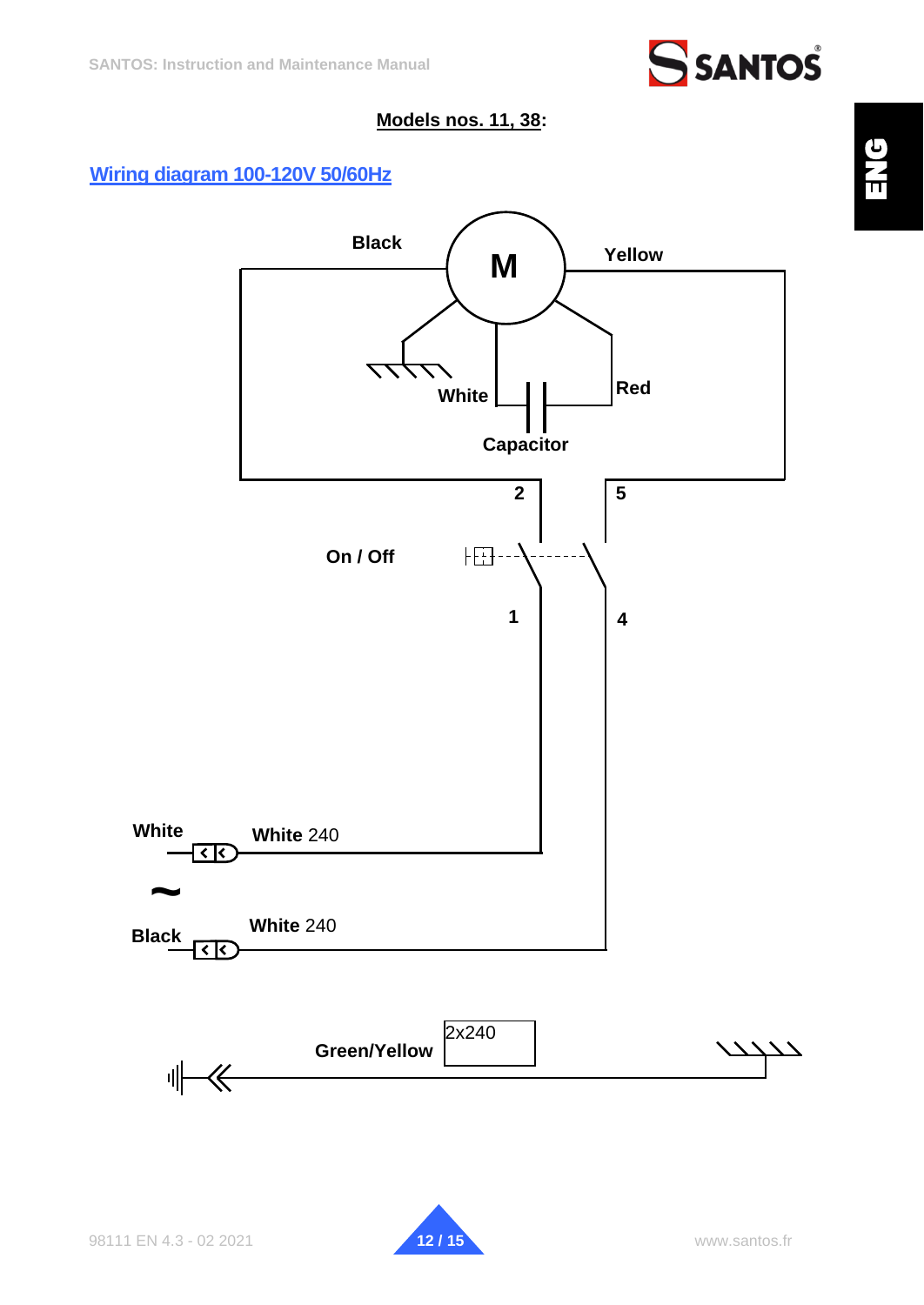**Models nos. 11, 38:**

## Wiring diagram 100-120V 50/60Hz

Black

M

Yellow

White

Red

Capacitor

2

5

On / Off

1

4

White

White 240

~

Black

White 240

Green/Yellow

2x240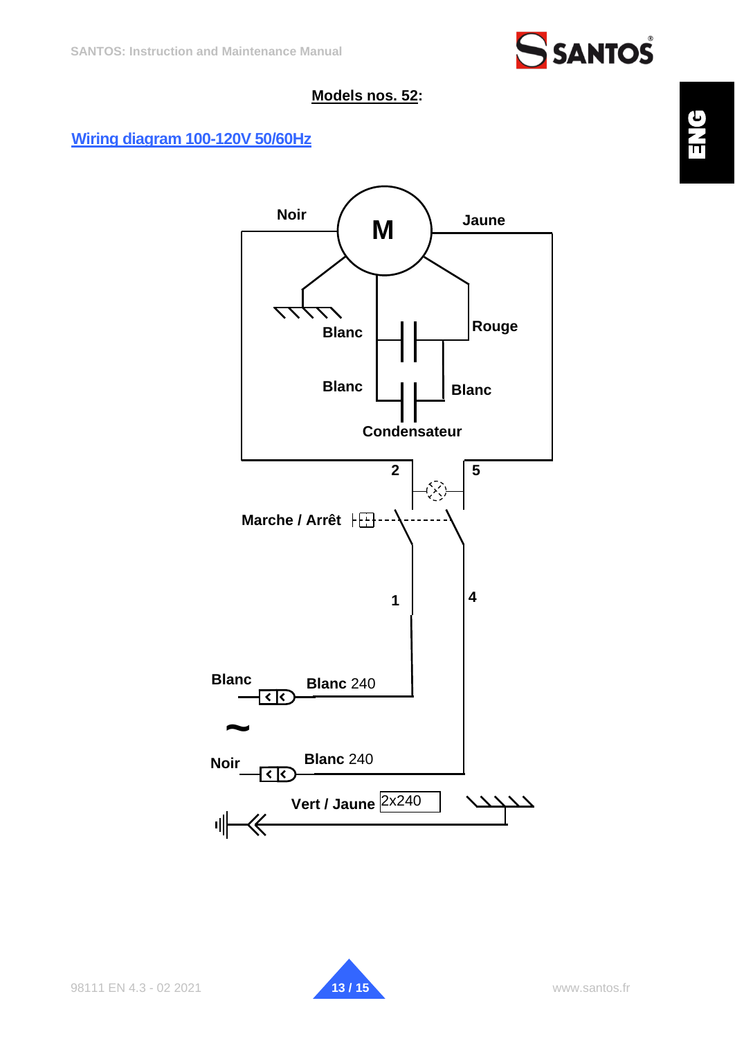**Models nos. 52:**

## Wiring diagram 100-120V 50/60Hz

Noir

M

Jaune

Blanc

Rouge

Blanc

Blanc

Condensateur

2

5

Marche / Arrêt

1

4

Blanc

Blanc 240

~

Noir

Blanc 240

Vert / Jaune 2x240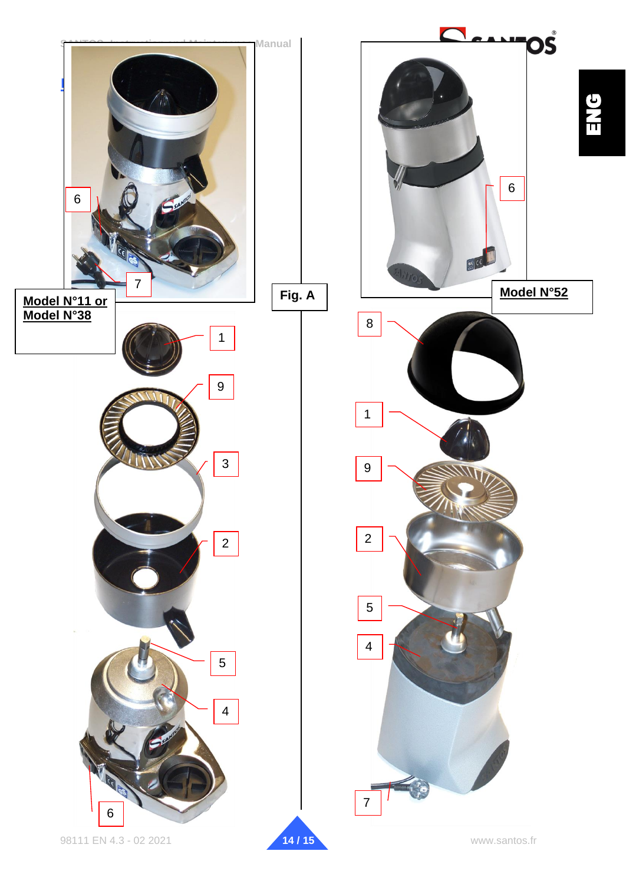**Fig. A**

**Model N°11 or Model N°38**

6

7

1

9

3

2

5

4

6

**Model N°52**

6

8

1

9

2

5

4

7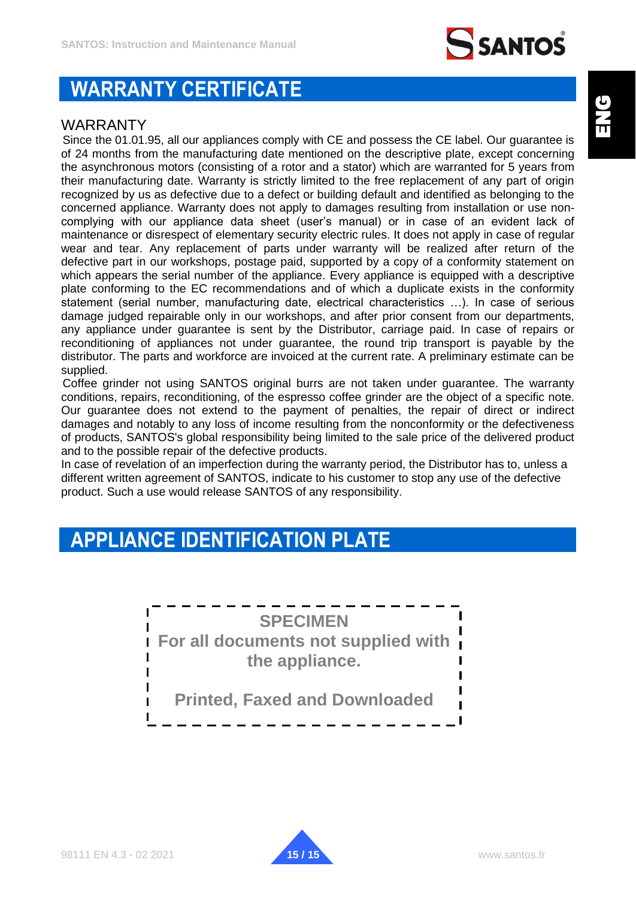# WARRANTY CERTIFICATE

## WARRANTY

Since the 01.01.95, all our appliances comply with CE and possess the CE label. Our guarantee is of 24 months from the manufacturing date mentioned on the descriptive plate, except concerning the asynchronous motors (consisting of a rotor and a stator) which are warranted for 5 years from their manufacturing date. Warranty is strictly limited to the free replacement of any part of origin recognized by us as defective due to a defect or building default and identified as belonging to the concerned appliance. Warranty does not apply to damages resulting from installation or use non-complying with our appliance data sheet (user's manual) or in case of an evident lack of maintenance or disrespect of elementary security electric rules. It does not apply in case of regular wear and tear. Any replacement of parts under warranty will be realized after return of the defective part in our workshops, postage paid, supported by a copy of a conformity statement on which appears the serial number of the appliance. Every appliance is equipped with a descriptive plate conforming to the EC recommendations and of which a duplicate exists in the conformity statement (serial number, manufacturing date, electrical characteristics …). In case of serious damage judged repairable only in our workshops, and after prior consent from our departments, any appliance under guarantee is sent by the Distributor, carriage paid. In case of repairs or reconditioning of appliances not under guarantee, the round trip transport is payable by the distributor. The parts and workforce are invoiced at the current rate. A preliminary estimate can be supplied.

Coffee grinder not using SANTOS original burrs are not taken under guarantee. The warranty conditions, repairs, reconditioning, of the espresso coffee grinder are the object of a specific note. Our guarantee does not extend to the payment of penalties, the repair of direct or indirect damages and notably to any loss of income resulting from the nonconformity or the defectiveness of products, SANTOS's global responsibility being limited to the sale price of the delivered product and to the possible repair of the defective products.

In case of revelation of an imperfection during the warranty period, the Distributor has to, unless a different written agreement of SANTOS, indicate to his customer to stop any use of the defective product. Such a use would release SANTOS of any responsibility.

# APPLIANCE IDENTIFICATION PLATE

**SPECIMEN**
**For all documents not supplied with the appliance.**

**Printed, Faxed and Downloaded**